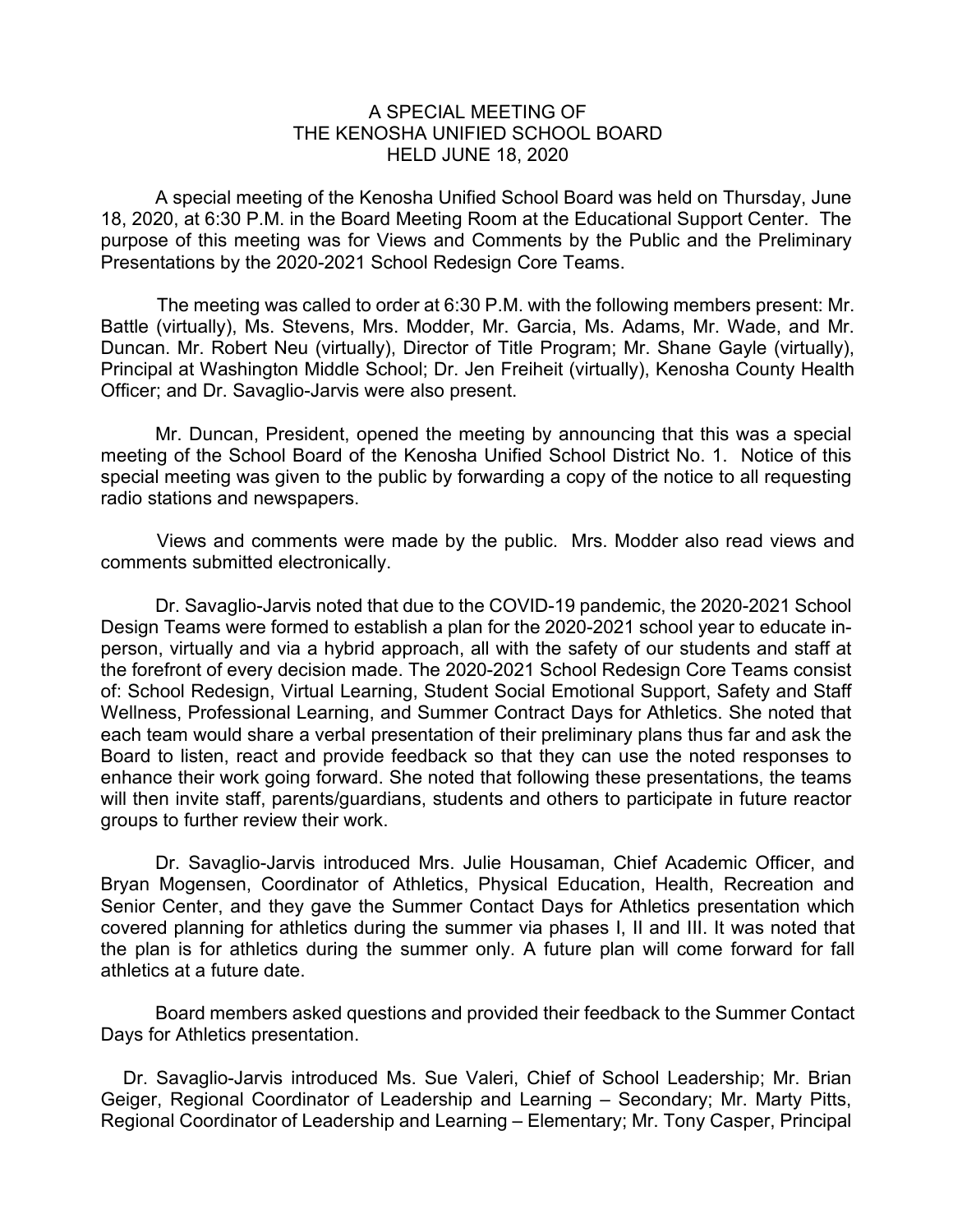# A SPECIAL MEETING OF THE KENOSHA UNIFIED SCHOOL BOARD HELD JUNE 18, 2020

A special meeting of the Kenosha Unified School Board was held on Thursday, June 18, 2020, at 6:30 P.M. in the Board Meeting Room at the Educational Support Center. The purpose of this meeting was for Views and Comments by the Public and the Preliminary Presentations by the 2020-2021 School Redesign Core Teams.

The meeting was called to order at 6:30 P.M. with the following members present: Mr. Battle (virtually), Ms. Stevens, Mrs. Modder, Mr. Garcia, Ms. Adams, Mr. Wade, and Mr. Duncan. Mr. Robert Neu (virtually), Director of Title Program; Mr. Shane Gayle (virtually), Principal at Washington Middle School; Dr. Jen Freiheit (virtually), Kenosha County Health Officer; and Dr. Savaglio-Jarvis were also present.

Mr. Duncan, President, opened the meeting by announcing that this was a special meeting of the School Board of the Kenosha Unified School District No. 1. Notice of this special meeting was given to the public by forwarding a copy of the notice to all requesting radio stations and newspapers.

Views and comments were made by the public. Mrs. Modder also read views and comments submitted electronically.

Dr. Savaglio-Jarvis noted that due to the COVID-19 pandemic, the 2020-2021 School Design Teams were formed to establish a plan for the 2020-2021 school year to educate in-person, virtually and via a hybrid approach, all with the safety of our students and staff at the forefront of every decision made. The 2020-2021 School Redesign Core Teams consist of: School Redesign, Virtual Learning, Student Social Emotional Support, Safety and Staff Wellness, Professional Learning, and Summer Contract Days for Athletics. She noted that each team would share a verbal presentation of their preliminary plans thus far and ask the Board to listen, react and provide feedback so that they can use the noted responses to enhance their work going forward. She noted that following these presentations, the teams will then invite staff, parents/guardians, students and others to participate in future reactor groups to further review their work.

Dr. Savaglio-Jarvis introduced Mrs. Julie Housaman, Chief Academic Officer, and Bryan Mogensen, Coordinator of Athletics, Physical Education, Health, Recreation and Senior Center, and they gave the Summer Contact Days for Athletics presentation which covered planning for athletics during the summer via phases I, II and III. It was noted that the plan is for athletics during the summer only. A future plan will come forward for fall athletics at a future date.

Board members asked questions and provided their feedback to the Summer Contact Days for Athletics presentation.

Dr. Savaglio-Jarvis introduced Ms. Sue Valeri, Chief of School Leadership; Mr. Brian Geiger, Regional Coordinator of Leadership and Learning – Secondary; Mr. Marty Pitts, Regional Coordinator of Leadership and Learning – Elementary; Mr. Tony Casper, Principal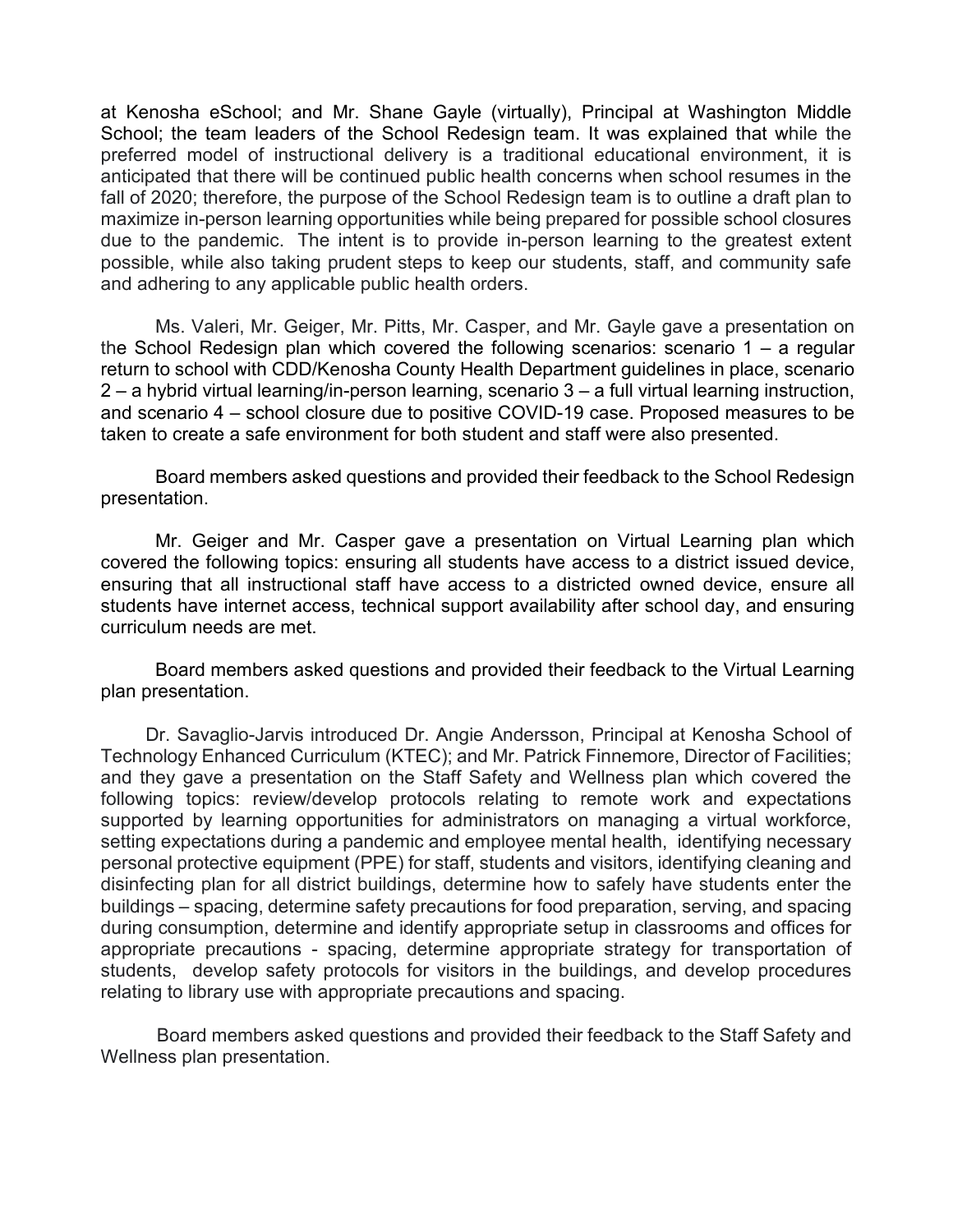at Kenosha eSchool; and Mr. Shane Gayle (virtually), Principal at Washington Middle School; the team leaders of the School Redesign team. It was explained that while the preferred model of instructional delivery is a traditional educational environment, it is anticipated that there will be continued public health concerns when school resumes in the fall of 2020; therefore, the purpose of the School Redesign team is to outline a draft plan to maximize in-person learning opportunities while being prepared for possible school closures due to the pandemic. The intent is to provide in-person learning to the greatest extent possible, while also taking prudent steps to keep our students, staff, and community safe and adhering to any applicable public health orders.

Ms. Valeri, Mr. Geiger, Mr. Pitts, Mr. Casper, and Mr. Gayle gave a presentation on the School Redesign plan which covered the following scenarios: scenario 1 – a regular return to school with CDD/Kenosha County Health Department guidelines in place, scenario 2 – a hybrid virtual learning/in-person learning, scenario 3 – a full virtual learning instruction, and scenario 4 – school closure due to positive COVID-19 case. Proposed measures to be taken to create a safe environment for both student and staff were also presented.

Board members asked questions and provided their feedback to the School Redesign presentation.

Mr. Geiger and Mr. Casper gave a presentation on Virtual Learning plan which covered the following topics: ensuring all students have access to a district issued device, ensuring that all instructional staff have access to a districted owned device, ensure all students have internet access, technical support availability after school day, and ensuring curriculum needs are met.

Board members asked questions and provided their feedback to the Virtual Learning plan presentation.

Dr. Savaglio-Jarvis introduced Dr. Angie Andersson, Principal at Kenosha School of Technology Enhanced Curriculum (KTEC); and Mr. Patrick Finnemore, Director of Facilities; and they gave a presentation on the Staff Safety and Wellness plan which covered the following topics: review/develop protocols relating to remote work and expectations supported by learning opportunities for administrators on managing a virtual workforce, setting expectations during a pandemic and employee mental health, identifying necessary personal protective equipment (PPE) for staff, students and visitors, identifying cleaning and disinfecting plan for all district buildings, determine how to safely have students enter the buildings – spacing, determine safety precautions for food preparation, serving, and spacing during consumption, determine and identify appropriate setup in classrooms and offices for appropriate precautions - spacing, determine appropriate strategy for transportation of students, develop safety protocols for visitors in the buildings, and develop procedures relating to library use with appropriate precautions and spacing.

Board members asked questions and provided their feedback to the Staff Safety and Wellness plan presentation.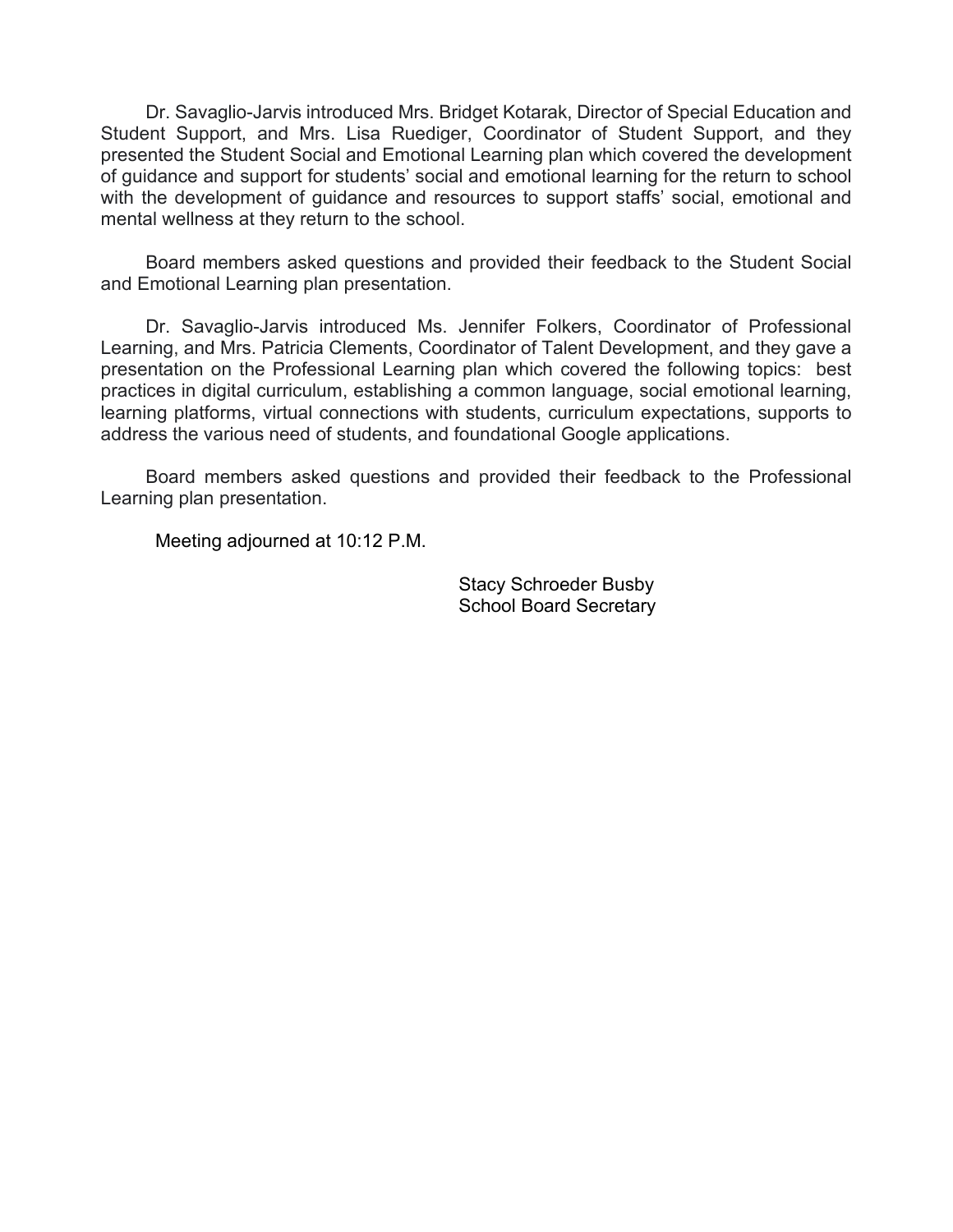Dr. Savaglio-Jarvis introduced Mrs. Bridget Kotarak, Director of Special Education and Student Support, and Mrs. Lisa Ruediger, Coordinator of Student Support, and they presented the Student Social and Emotional Learning plan which covered the development of guidance and support for students' social and emotional learning for the return to school with the development of guidance and resources to support staffs' social, emotional and mental wellness at they return to the school.

Board members asked questions and provided their feedback to the Student Social and Emotional Learning plan presentation.

Dr. Savaglio-Jarvis introduced Ms. Jennifer Folkers, Coordinator of Professional Learning, and Mrs. Patricia Clements, Coordinator of Talent Development, and they gave a presentation on the Professional Learning plan which covered the following topics: best practices in digital curriculum, establishing a common language, social emotional learning, learning platforms, virtual connections with students, curriculum expectations, supports to address the various need of students, and foundational Google applications.

Board members asked questions and provided their feedback to the Professional Learning plan presentation.

Meeting adjourned at 10:12 P.M.

Stacy Schroeder Busby
School Board Secretary